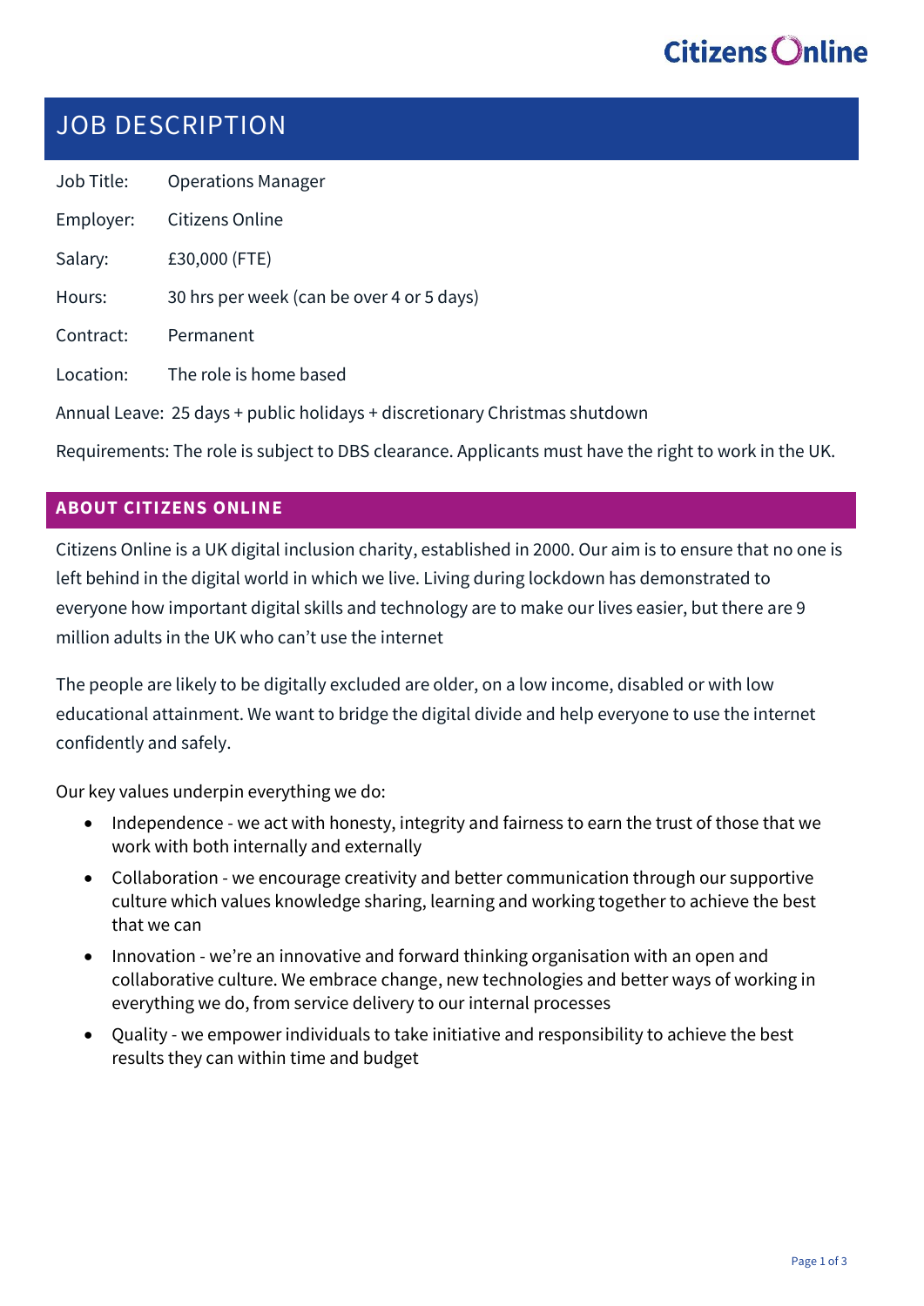Citizens Online

# JOB DESCRIPTION

Job Title: Operations Manager

Employer: Citizens Online

Salary: £30,000 (FTE)

Hours: 30 hrs per week (can be over 4 or 5 days)

Contract: Permanent

Location: The role is home based

Annual Leave: 25 days + public holidays + discretionary Christmas shutdown

Requirements: The role is subject to DBS clearance. Applicants must have the right to work in the UK.

## ABOUT CITIZENS ONLINE

Citizens Online is a UK digital inclusion charity, established in 2000. Our aim is to ensure that no one is left behind in the digital world in which we live. Living during lockdown has demonstrated to everyone how important digital skills and technology are to make our lives easier, but there are 9 million adults in the UK who can't use the internet

The people are likely to be digitally excluded are older, on a low income, disabled or with low educational attainment. We want to bridge the digital divide and help everyone to use the internet confidently and safely.

Our key values underpin everything we do:

- Independence - we act with honesty, integrity and fairness to earn the trust of those that we work with both internally and externally
- Collaboration - we encourage creativity and better communication through our supportive culture which values knowledge sharing, learning and working together to achieve the best that we can
- Innovation - we're an innovative and forward thinking organisation with an open and collaborative culture. We embrace change, new technologies and better ways of working in everything we do, from service delivery to our internal processes
- Quality - we empower individuals to take initiative and responsibility to achieve the best results they can within time and budget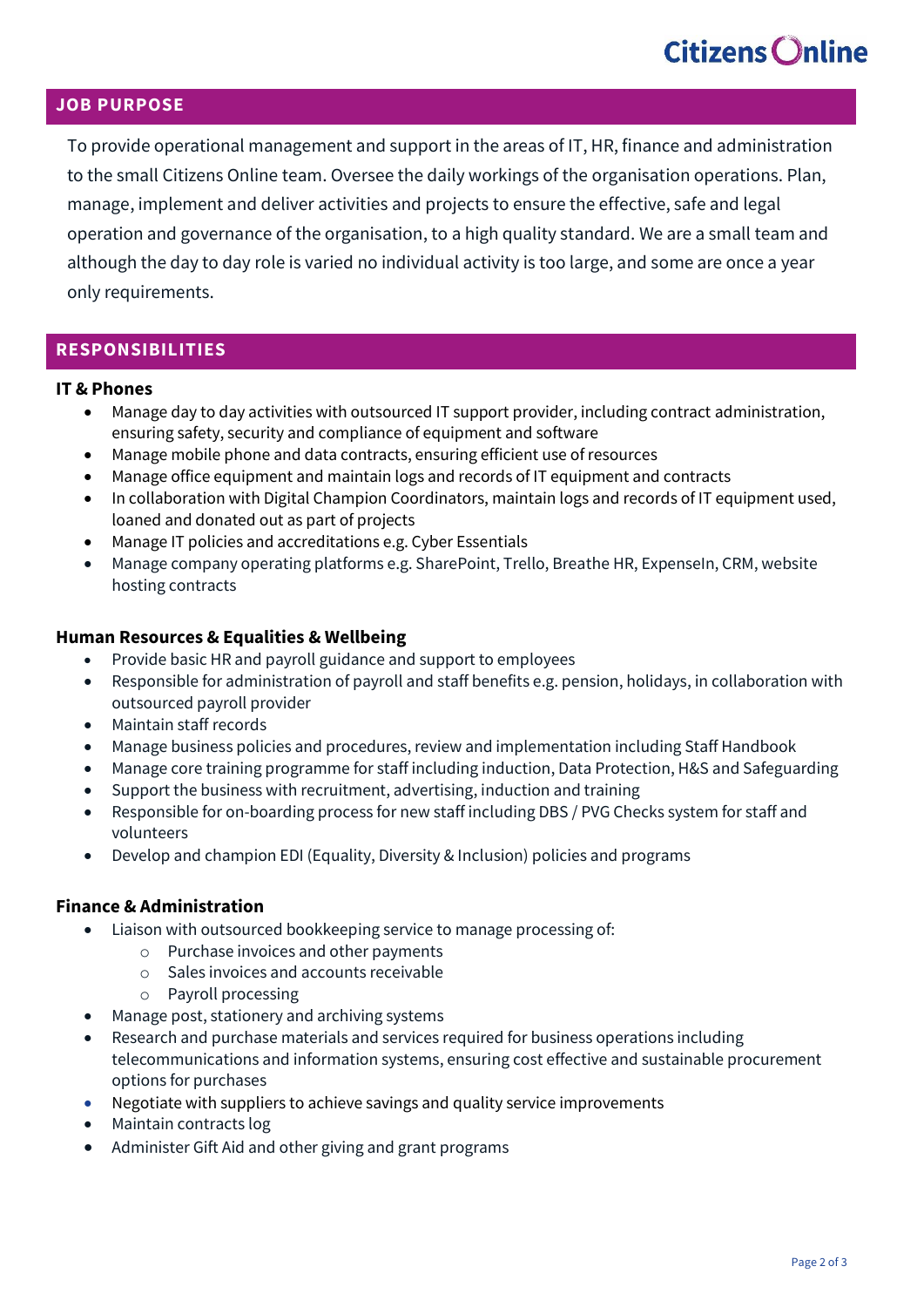## JOB PURPOSE

To provide operational management and support in the areas of IT, HR, finance and administration to the small Citizens Online team. Oversee the daily workings of the organisation operations. Plan, manage, implement and deliver activities and projects to ensure the effective, safe and legal operation and governance of the organisation, to a high quality standard. We are a small team and although the day to day role is varied no individual activity is too large, and some are once a year only requirements.

## RESPONSIBILITIES

### IT & Phones

- Manage day to day activities with outsourced IT support provider, including contract administration, ensuring safety, security and compliance of equipment and software
- Manage mobile phone and data contracts, ensuring efficient use of resources
- Manage office equipment and maintain logs and records of IT equipment and contracts
- In collaboration with Digital Champion Coordinators, maintain logs and records of IT equipment used, loaned and donated out as part of projects
- Manage IT policies and accreditations e.g. Cyber Essentials
- Manage company operating platforms e.g. SharePoint, Trello, Breathe HR, ExpenseIn, CRM, website hosting contracts

### Human Resources & Equalities & Wellbeing

- Provide basic HR and payroll guidance and support to employees
- Responsible for administration of payroll and staff benefits e.g. pension, holidays, in collaboration with outsourced payroll provider
- Maintain staff records
- Manage business policies and procedures, review and implementation including Staff Handbook
- Manage core training programme for staff including induction, Data Protection, H&S and Safeguarding
- Support the business with recruitment, advertising, induction and training
- Responsible for on-boarding process for new staff including DBS / PVG Checks system for staff and volunteers
- Develop and champion EDI (Equality, Diversity & Inclusion) policies and programs

### Finance & Administration

- Liaison with outsourced bookkeeping service to manage processing of:
  - Purchase invoices and other payments
  - Sales invoices and accounts receivable
  - Payroll processing
- Manage post, stationery and archiving systems
- Research and purchase materials and services required for business operations including telecommunications and information systems, ensuring cost effective and sustainable procurement options for purchases
- Negotiate with suppliers to achieve savings and quality service improvements
- Maintain contracts log
- Administer Gift Aid and other giving and grant programs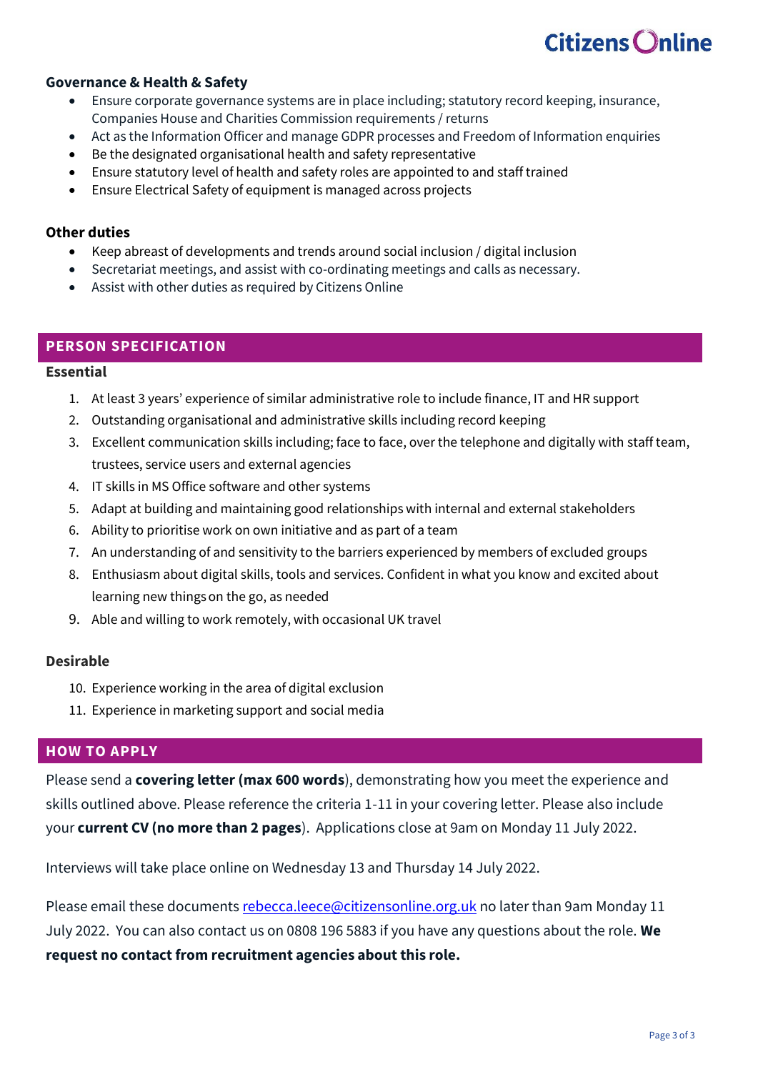**Governance & Health & Safety**

- Ensure corporate governance systems are in place including; statutory record keeping, insurance, Companies House and Charities Commission requirements / returns
- Act as the Information Officer and manage GDPR processes and Freedom of Information enquiries
- Be the designated organisational health and safety representative
- Ensure statutory level of health and safety roles are appointed to and staff trained
- Ensure Electrical Safety of equipment is managed across projects

**Other duties**

- Keep abreast of developments and trends around social inclusion / digital inclusion
- Secretariat meetings, and assist with co-ordinating meetings and calls as necessary.
- Assist with other duties as required by Citizens Online

## PERSON SPECIFICATION

**Essential**

1. At least 3 years' experience of similar administrative role to include finance, IT and HR support
2. Outstanding organisational and administrative skills including record keeping
3. Excellent communication skills including; face to face, over the telephone and digitally with staff team, trustees, service users and external agencies
4. IT skills in MS Office software and other systems
5. Adapt at building and maintaining good relationships with internal and external stakeholders
6. Ability to prioritise work on own initiative and as part of a team
7. An understanding of and sensitivity to the barriers experienced by members of excluded groups
8. Enthusiasm about digital skills, tools and services. Confident in what you know and excited about learning new things on the go, as needed
9. Able and willing to work remotely, with occasional UK travel

**Desirable**

10. Experience working in the area of digital exclusion
11. Experience in marketing support and social media

## HOW TO APPLY

Please send a **covering letter (max 600 words**), demonstrating how you meet the experience and skills outlined above. Please reference the criteria 1-11 in your covering letter. Please also include your **current CV (no more than 2 pages**). Applications close at 9am on Monday 11 July 2022.

Interviews will take place online on Wednesday 13 and Thursday 14 July 2022.

Please email these documents rebecca.leece@citizensonline.org.uk no later than 9am Monday 11 July 2022. You can also contact us on 0808 196 5883 if you have any questions about the role. **We request no contact from recruitment agencies about this role.**